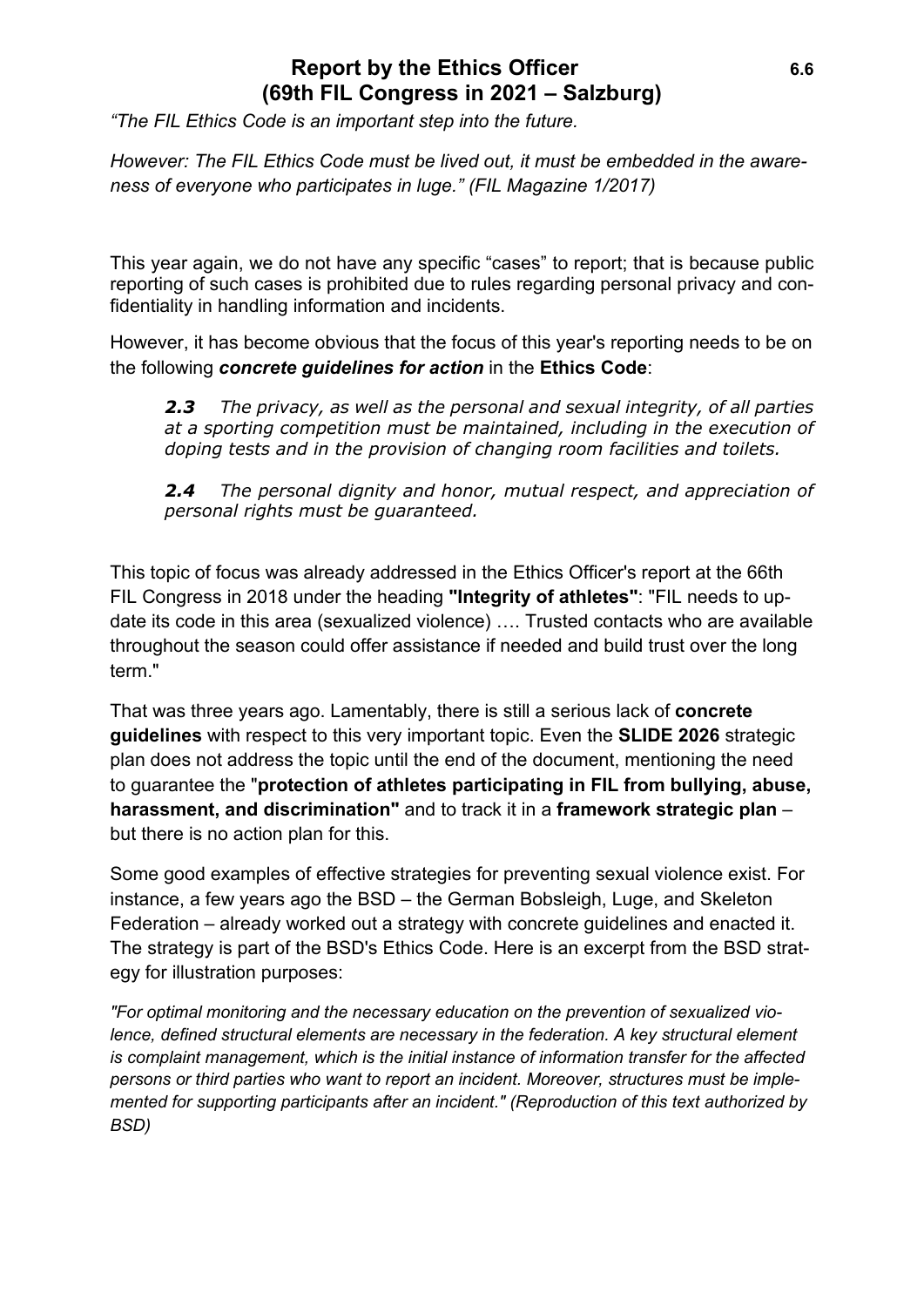# Report by the Ethics Officer (69th FIL Congress in 2021 – Salzburg)

6.6

*“The FIL Ethics Code is an important step into the future.*

*However: The FIL Ethics Code must be lived out, it must be embedded in the awareness of everyone who participates in luge.” (FIL Magazine 1/2017)*

This year again, we do not have any specific “cases” to report; that is because public reporting of such cases is prohibited due to rules regarding personal privacy and confidentiality in handling information and incidents.

However, it has become obvious that the focus of this year's reporting needs to be on the following ***concrete guidelines for action*** in the **Ethics Code**:

> ***2.3*** *The privacy, as well as the personal and sexual integrity, of all parties at a sporting competition must be maintained, including in the execution of doping tests and in the provision of changing room facilities and toilets.*
>
> ***2.4*** *The personal dignity and honor, mutual respect, and appreciation of personal rights must be guaranteed.*

This topic of focus was already addressed in the Ethics Officer's report at the 66th FIL Congress in 2018 under the heading **"Integrity of athletes"**: "FIL needs to update its code in this area (sexualized violence) …. Trusted contacts who are available throughout the season could offer assistance if needed and build trust over the long term."

That was three years ago. Lamentably, there is still a serious lack of **concrete guidelines** with respect to this very important topic. Even the **SLIDE 2026** strategic plan does not address the topic until the end of the document, mentioning the need to guarantee the "**protection of athletes participating in FIL from bullying, abuse, harassment, and discrimination"** and to track it in a **framework strategic plan** – but there is no action plan for this.

Some good examples of effective strategies for preventing sexual violence exist. For instance, a few years ago the BSD – the German Bobsleigh, Luge, and Skeleton Federation – already worked out a strategy with concrete guidelines and enacted it. The strategy is part of the BSD's Ethics Code. Here is an excerpt from the BSD strategy for illustration purposes:

*"For optimal monitoring and the necessary education on the prevention of sexualized violence, defined structural elements are necessary in the federation. A key structural element is complaint management, which is the initial instance of information transfer for the affected persons or third parties who want to report an incident. Moreover, structures must be implemented for supporting participants after an incident." (Reproduction of this text authorized by BSD)*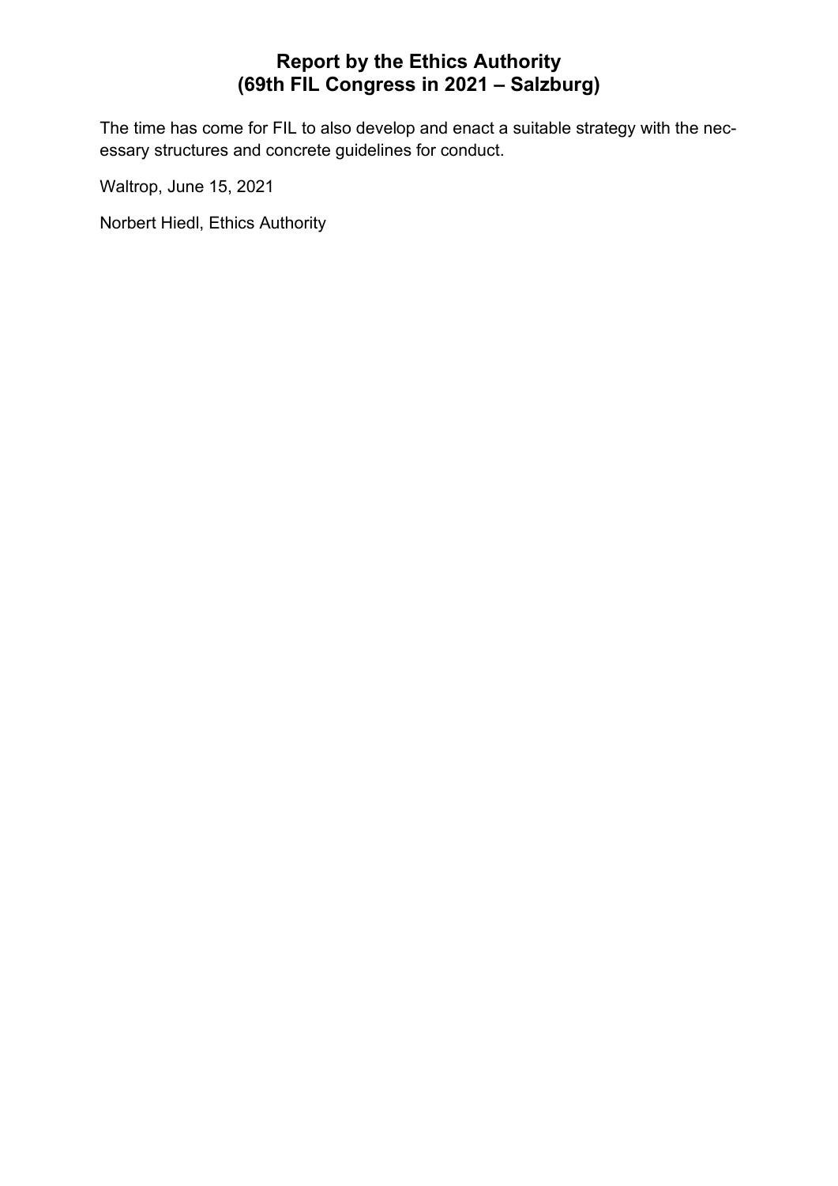The time has come for FIL to also develop and enact a suitable strategy with the necessary structures and concrete guidelines for conduct.

Waltrop, June 15, 2021

Norbert Hiedl, Ethics Authority